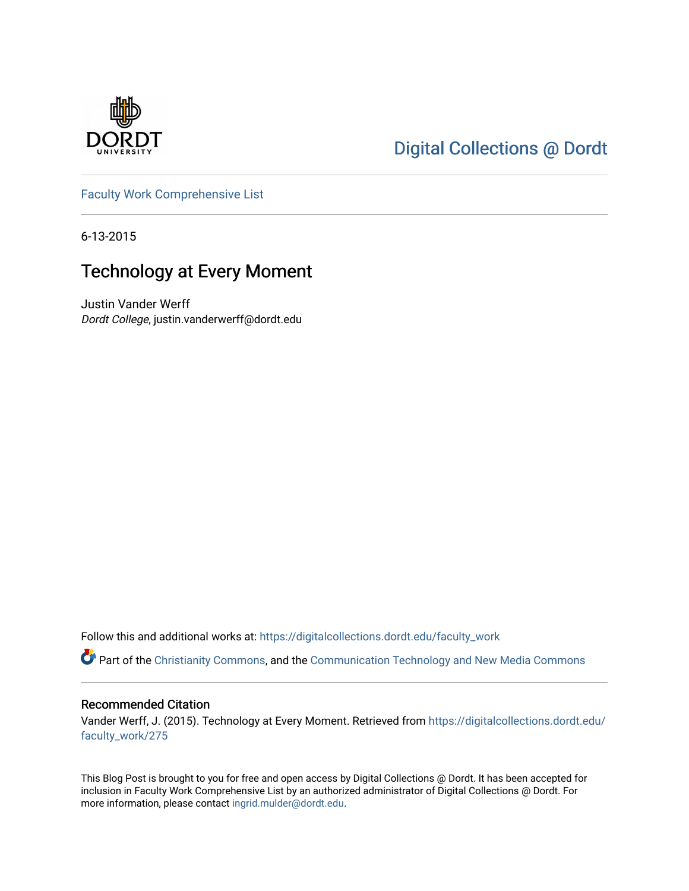Digital Collections @ Dordt

Faculty Work Comprehensive List

6-13-2015

# Technology at Every Moment

Justin Vander Werff
*Dordt College*, justin.vanderwerff@dordt.edu

Follow this and additional works at: https://digitalcollections.dordt.edu/faculty_work

Part of the Christianity Commons, and the Communication Technology and New Media Commons

## Recommended Citation

Vander Werff, J. (2015). Technology at Every Moment. Retrieved from https://digitalcollections.dordt.edu/faculty_work/275

This Blog Post is brought to you for free and open access by Digital Collections @ Dordt. It has been accepted for inclusion in Faculty Work Comprehensive List by an authorized administrator of Digital Collections @ Dordt. For more information, please contact ingrid.mulder@dordt.edu.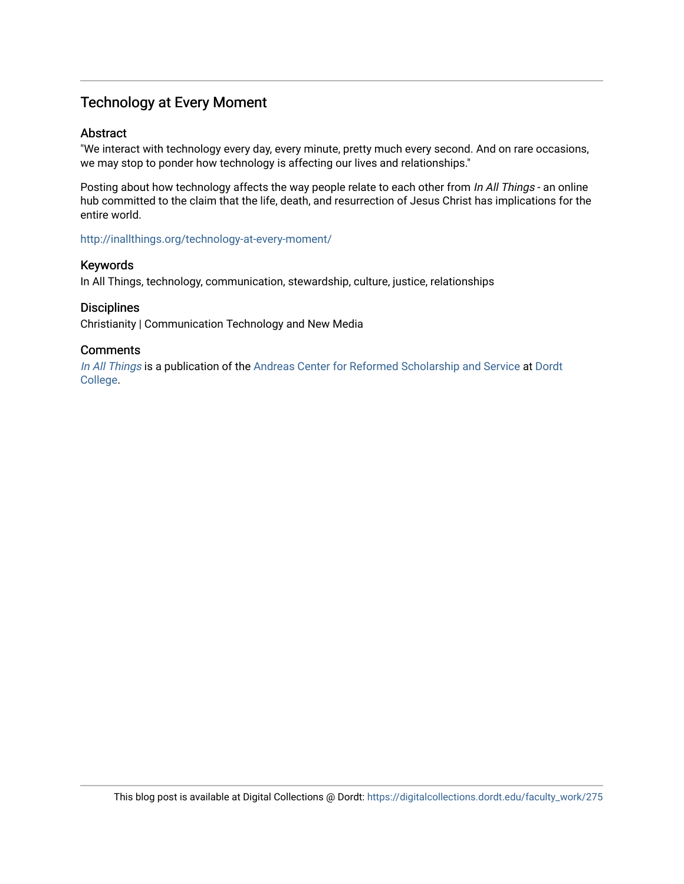## Technology at Every Moment

### Abstract

"We interact with technology every day, every minute, pretty much every second. And on rare occasions, we may stop to ponder how technology is affecting our lives and relationships."

Posting about how technology affects the way people relate to each other from *In All Things* - an online hub committed to the claim that the life, death, and resurrection of Jesus Christ has implications for the entire world.

http://inallthings.org/technology-at-every-moment/

### Keywords

In All Things, technology, communication, stewardship, culture, justice, relationships

### Disciplines

Christianity | Communication Technology and New Media

### Comments

*In All Things* is a publication of the Andreas Center for Reformed Scholarship and Service at Dordt College.

This blog post is available at Digital Collections @ Dordt: https://digitalcollections.dordt.edu/faculty_work/275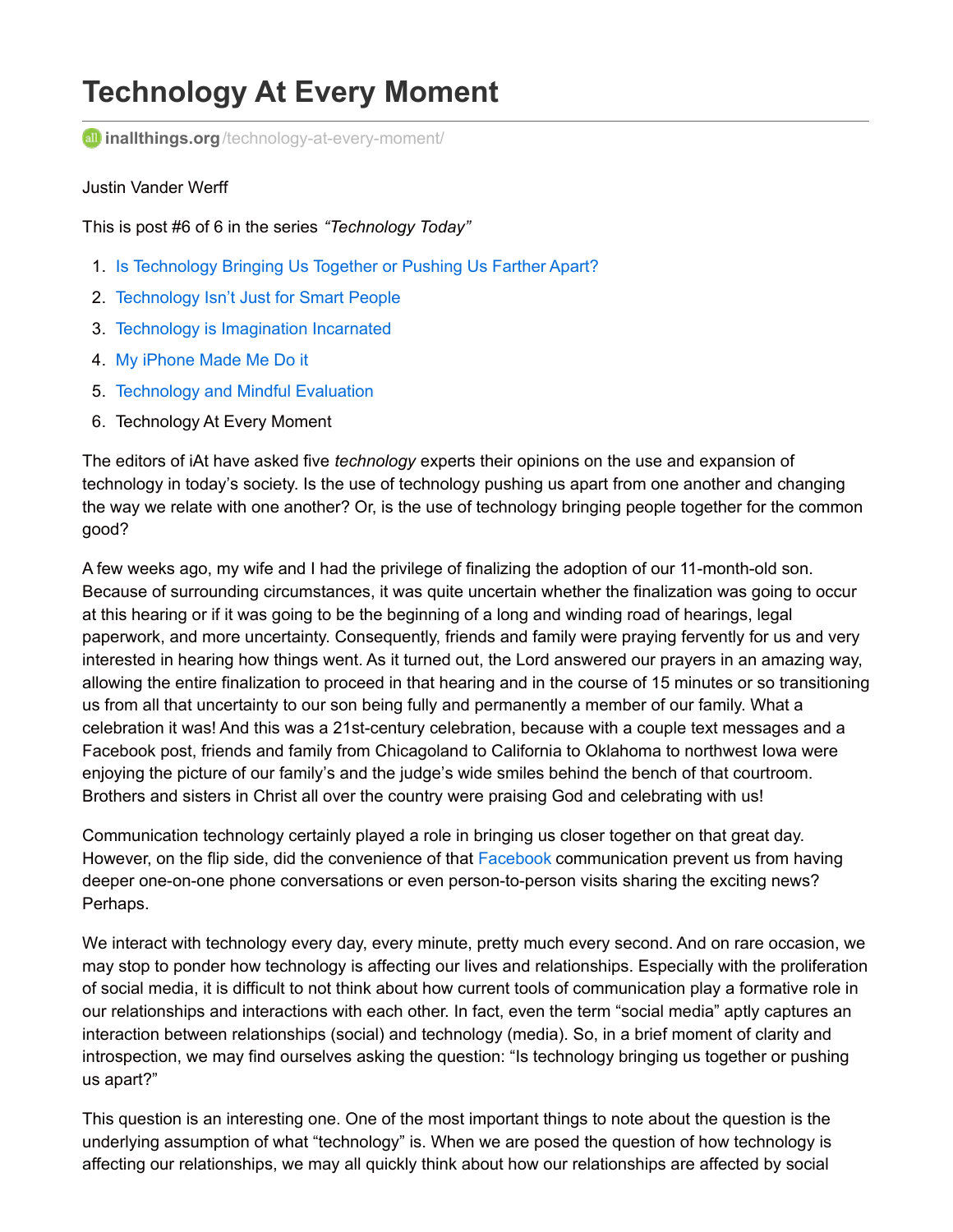# Technology At Every Moment

inallthings.org/technology-at-every-moment/

Justin Vander Werff

This is post #6 of 6 in the series *"Technology Today"*

1. Is Technology Bringing Us Together or Pushing Us Farther Apart?
2. Technology Isn't Just for Smart People
3. Technology is Imagination Incarnated
4. My iPhone Made Me Do it
5. Technology and Mindful Evaluation
6. Technology At Every Moment

The editors of iAt have asked five *technology* experts their opinions on the use and expansion of technology in today's society. Is the use of technology pushing us apart from one another and changing the way we relate with one another? Or, is the use of technology bringing people together for the common good?

A few weeks ago, my wife and I had the privilege of finalizing the adoption of our 11-month-old son. Because of surrounding circumstances, it was quite uncertain whether the finalization was going to occur at this hearing or if it was going to be the beginning of a long and winding road of hearings, legal paperwork, and more uncertainty. Consequently, friends and family were praying fervently for us and very interested in hearing how things went. As it turned out, the Lord answered our prayers in an amazing way, allowing the entire finalization to proceed in that hearing and in the course of 15 minutes or so transitioning us from all that uncertainty to our son being fully and permanently a member of our family. What a celebration it was! And this was a 21st-century celebration, because with a couple text messages and a Facebook post, friends and family from Chicagoland to California to Oklahoma to northwest Iowa were enjoying the picture of our family's and the judge's wide smiles behind the bench of that courtroom. Brothers and sisters in Christ all over the country were praising God and celebrating with us!

Communication technology certainly played a role in bringing us closer together on that great day. However, on the flip side, did the convenience of that Facebook communication prevent us from having deeper one-on-one phone conversations or even person-to-person visits sharing the exciting news? Perhaps.

We interact with technology every day, every minute, pretty much every second. And on rare occasion, we may stop to ponder how technology is affecting our lives and relationships. Especially with the proliferation of social media, it is difficult to not think about how current tools of communication play a formative role in our relationships and interactions with each other. In fact, even the term "social media" aptly captures an interaction between relationships (social) and technology (media). So, in a brief moment of clarity and introspection, we may find ourselves asking the question: "Is technology bringing us together or pushing us apart?"

This question is an interesting one. One of the most important things to note about the question is the underlying assumption of what "technology" is. When we are posed the question of how technology is affecting our relationships, we may all quickly think about how our relationships are affected by social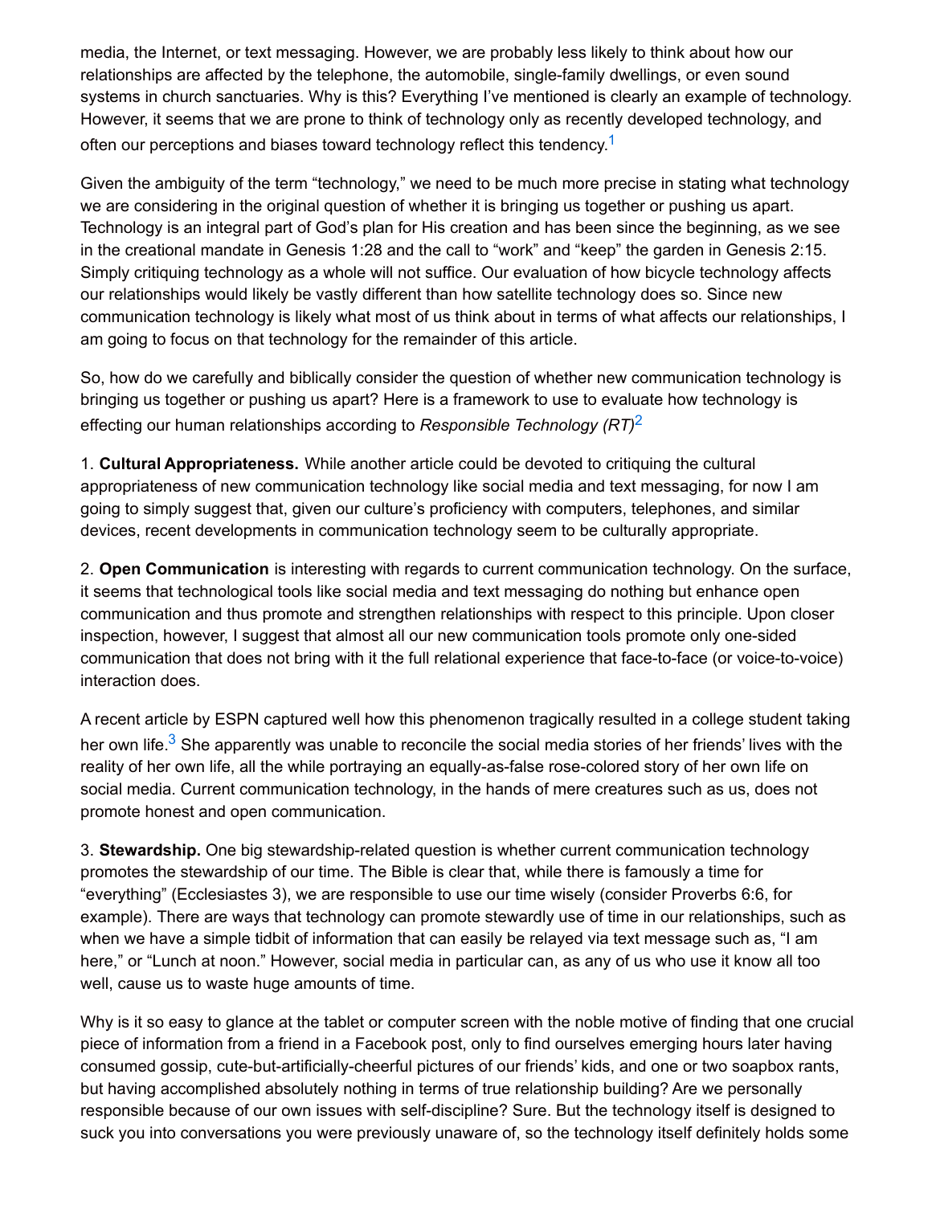media, the Internet, or text messaging. However, we are probably less likely to think about how our relationships are affected by the telephone, the automobile, single-family dwellings, or even sound systems in church sanctuaries. Why is this? Everything I've mentioned is clearly an example of technology. However, it seems that we are prone to think of technology only as recently developed technology, and often our perceptions and biases toward technology reflect this tendency.[1]

Given the ambiguity of the term "technology," we need to be much more precise in stating what technology we are considering in the original question of whether it is bringing us together or pushing us apart. Technology is an integral part of God's plan for His creation and has been since the beginning, as we see in the creational mandate in Genesis 1:28 and the call to "work" and "keep" the garden in Genesis 2:15. Simply critiquing technology as a whole will not suffice. Our evaluation of how bicycle technology affects our relationships would likely be vastly different than how satellite technology does so. Since new communication technology is likely what most of us think about in terms of what affects our relationships, I am going to focus on that technology for the remainder of this article.

So, how do we carefully and biblically consider the question of whether new communication technology is bringing us together or pushing us apart? Here is a framework to use to evaluate how technology is effecting our human relationships according to *Responsible Technology (RT)*[2]

1. **Cultural Appropriateness.** While another article could be devoted to critiquing the cultural appropriateness of new communication technology like social media and text messaging, for now I am going to simply suggest that, given our culture's proficiency with computers, telephones, and similar devices, recent developments in communication technology seem to be culturally appropriate.

2. **Open Communication** is interesting with regards to current communication technology. On the surface, it seems that technological tools like social media and text messaging do nothing but enhance open communication and thus promote and strengthen relationships with respect to this principle. Upon closer inspection, however, I suggest that almost all our new communication tools promote only one-sided communication that does not bring with it the full relational experience that face-to-face (or voice-to-voice) interaction does.

A recent article by ESPN captured well how this phenomenon tragically resulted in a college student taking her own life.[3] She apparently was unable to reconcile the social media stories of her friends' lives with the reality of her own life, all the while portraying an equally-as-false rose-colored story of her own life on social media. Current communication technology, in the hands of mere creatures such as us, does not promote honest and open communication.

3. **Stewardship.** One big stewardship-related question is whether current communication technology promotes the stewardship of our time. The Bible is clear that, while there is famously a time for "everything" (Ecclesiastes 3), we are responsible to use our time wisely (consider Proverbs 6:6, for example). There are ways that technology can promote stewardly use of time in our relationships, such as when we have a simple tidbit of information that can easily be relayed via text message such as, "I am here," or "Lunch at noon." However, social media in particular can, as any of us who use it know all too well, cause us to waste huge amounts of time.

Why is it so easy to glance at the tablet or computer screen with the noble motive of finding that one crucial piece of information from a friend in a Facebook post, only to find ourselves emerging hours later having consumed gossip, cute-but-artificially-cheerful pictures of our friends' kids, and one or two soapbox rants, but having accomplished absolutely nothing in terms of true relationship building? Are we personally responsible because of our own issues with self-discipline? Sure. But the technology itself is designed to suck you into conversations you were previously unaware of, so the technology itself definitely holds some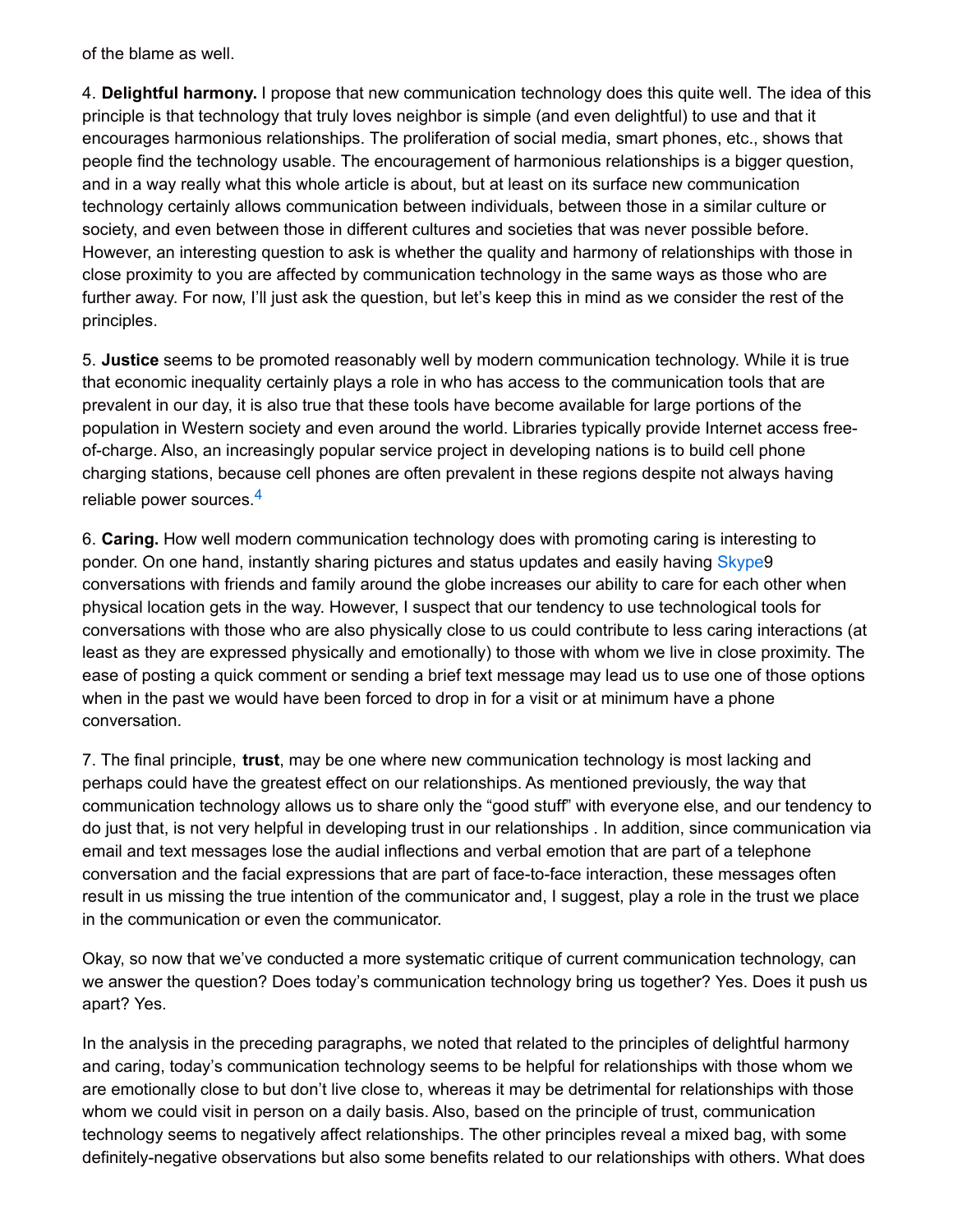of the blame as well.

4. **Delightful harmony.** I propose that new communication technology does this quite well. The idea of this principle is that technology that truly loves neighbor is simple (and even delightful) to use and that it encourages harmonious relationships. The proliferation of social media, smart phones, etc., shows that people find the technology usable. The encouragement of harmonious relationships is a bigger question, and in a way really what this whole article is about, but at least on its surface new communication technology certainly allows communication between individuals, between those in a similar culture or society, and even between those in different cultures and societies that was never possible before. However, an interesting question to ask is whether the quality and harmony of relationships with those in close proximity to you are affected by communication technology in the same ways as those who are further away. For now, I'll just ask the question, but let's keep this in mind as we consider the rest of the principles.

5. **Justice** seems to be promoted reasonably well by modern communication technology. While it is true that economic inequality certainly plays a role in who has access to the communication tools that are prevalent in our day, it is also true that these tools have become available for large portions of the population in Western society and even around the world. Libraries typically provide Internet access free-of-charge. Also, an increasingly popular service project in developing nations is to build cell phone charging stations, because cell phones are often prevalent in these regions despite not always having reliable power sources.[4]

6. **Caring.** How well modern communication technology does with promoting caring is interesting to ponder. On one hand, instantly sharing pictures and status updates and easily having Skype9 conversations with friends and family around the globe increases our ability to care for each other when physical location gets in the way. However, I suspect that our tendency to use technological tools for conversations with those who are also physically close to us could contribute to less caring interactions (at least as they are expressed physically and emotionally) to those with whom we live in close proximity. The ease of posting a quick comment or sending a brief text message may lead us to use one of those options when in the past we would have been forced to drop in for a visit or at minimum have a phone conversation.

7. The final principle, **trust**, may be one where new communication technology is most lacking and perhaps could have the greatest effect on our relationships. As mentioned previously, the way that communication technology allows us to share only the "good stuff" with everyone else, and our tendency to do just that, is not very helpful in developing trust in our relationships . In addition, since communication via email and text messages lose the audial inflections and verbal emotion that are part of a telephone conversation and the facial expressions that are part of face-to-face interaction, these messages often result in us missing the true intention of the communicator and, I suggest, play a role in the trust we place in the communication or even the communicator.

Okay, so now that we've conducted a more systematic critique of current communication technology, can we answer the question? Does today's communication technology bring us together? Yes. Does it push us apart? Yes.

In the analysis in the preceding paragraphs, we noted that related to the principles of delightful harmony and caring, today's communication technology seems to be helpful for relationships with those whom we are emotionally close to but don't live close to, whereas it may be detrimental for relationships with those whom we could visit in person on a daily basis. Also, based on the principle of trust, communication technology seems to negatively affect relationships. The other principles reveal a mixed bag, with some definitely-negative observations but also some benefits related to our relationships with others. What does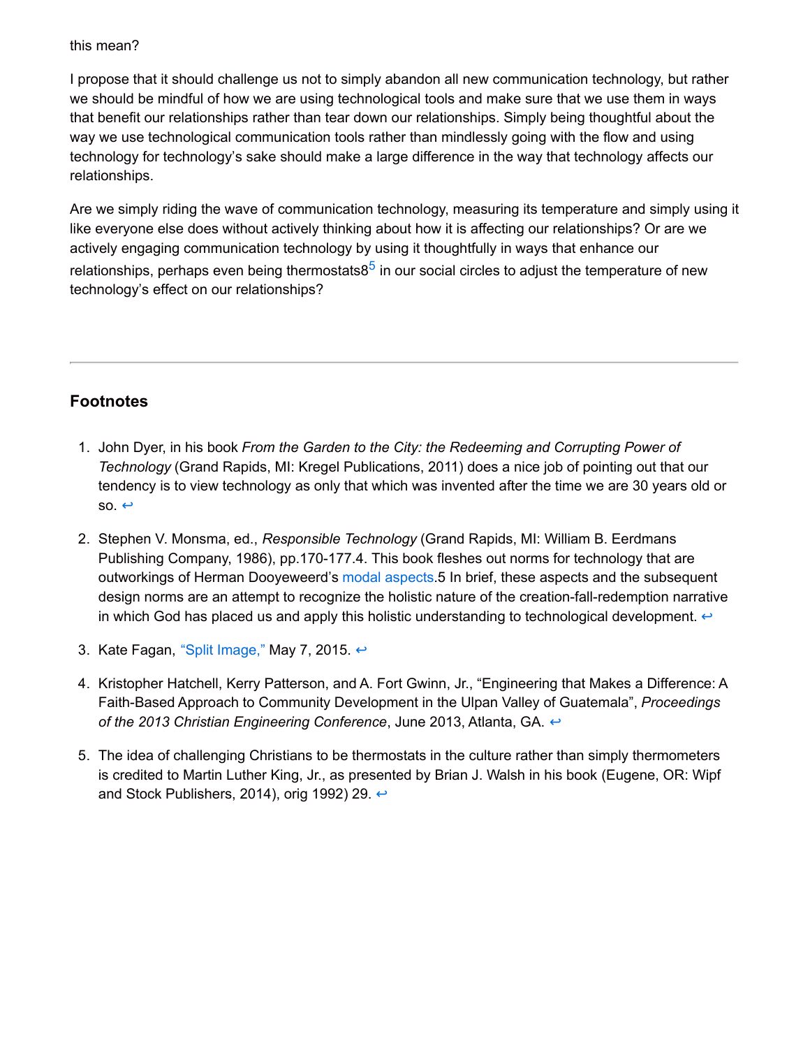this mean?

I propose that it should challenge us not to simply abandon all new communication technology, but rather we should be mindful of how we are using technological tools and make sure that we use them in ways that benefit our relationships rather than tear down our relationships. Simply being thoughtful about the way we use technological communication tools rather than mindlessly going with the flow and using technology for technology's sake should make a large difference in the way that technology affects our relationships.

Are we simply riding the wave of communication technology, measuring its temperature and simply using it like everyone else does without actively thinking about how it is affecting our relationships? Or are we actively engaging communication technology by using it thoughtfully in ways that enhance our relationships, perhaps even being thermostats8[5] in our social circles to adjust the temperature of new technology's effect on our relationships?

---

## Footnotes

1. John Dyer, in his book *From the Garden to the City: the Redeeming and Corrupting Power of Technology* (Grand Rapids, MI: Kregel Publications, 2011) does a nice job of pointing out that our tendency is to view technology as only that which was invented after the time we are 30 years old or so. ↩

2. Stephen V. Monsma, ed., *Responsible Technology* (Grand Rapids, MI: William B. Eerdmans Publishing Company, 1986), pp.170-177.4. This book fleshes out norms for technology that are outworkings of Herman Dooyeweerd's modal aspects.5 In brief, these aspects and the subsequent design norms are an attempt to recognize the holistic nature of the creation-fall-redemption narrative in which God has placed us and apply this holistic understanding to technological development. ↩

3. Kate Fagan, "Split Image," May 7, 2015. ↩

4. Kristopher Hatchell, Kerry Patterson, and A. Fort Gwinn, Jr., "Engineering that Makes a Difference: A Faith-Based Approach to Community Development in the Ulpan Valley of Guatemala", *Proceedings of the 2013 Christian Engineering Conference*, June 2013, Atlanta, GA. ↩

5. The idea of challenging Christians to be thermostats in the culture rather than simply thermometers is credited to Martin Luther King, Jr., as presented by Brian J. Walsh in his book (Eugene, OR: Wipf and Stock Publishers, 2014), orig 1992) 29. ↩